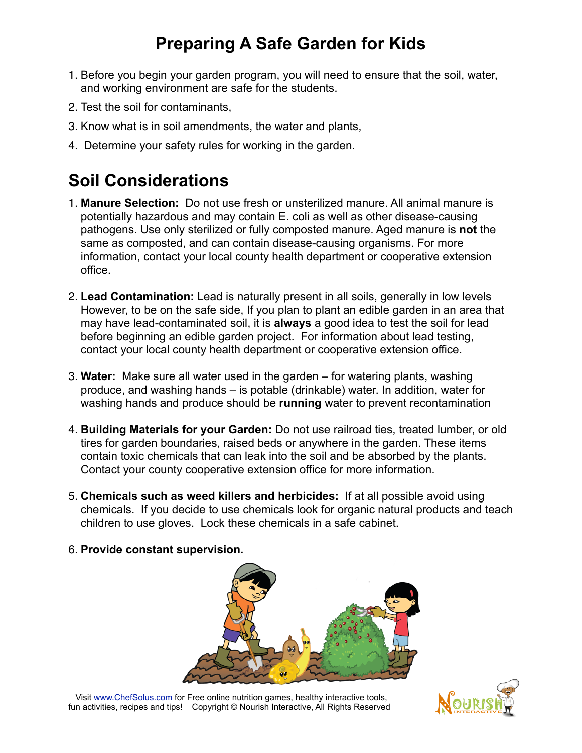# Preparing A Safe Garden for Kids

1. Before you begin your garden program, you will need to ensure that the soil, water, and working environment are safe for the students.
2. Test the soil for contaminants,
3. Know what is in soil amendments, the water and plants,
4. Determine your safety rules for working in the garden.

## Soil Considerations

1. **Manure Selection:** Do not use fresh or unsterilized manure. All animal manure is potentially hazardous and may contain E. coli as well as other disease-causing pathogens. Use only sterilized or fully composted manure. Aged manure is **not** the same as composted, and can contain disease-causing organisms. For more information, contact your local county health department or cooperative extension office.

2. **Lead Contamination:** Lead is naturally present in all soils, generally in low levels However, to be on the safe side, If you plan to plant an edible garden in an area that may have lead-contaminated soil, it is **always** a good idea to test the soil for lead before beginning an edible garden project. For information about lead testing, contact your local county health department or cooperative extension office.

3. **Water:** Make sure all water used in the garden – for watering plants, washing produce, and washing hands – is potable (drinkable) water. In addition, water for washing hands and produce should be **running** water to prevent recontamination

4. **Building Materials for your Garden:** Do not use railroad ties, treated lumber, or old tires for garden boundaries, raised beds or anywhere in the garden. These items contain toxic chemicals that can leak into the soil and be absorbed by the plants. Contact your county cooperative extension office for more information.

5. **Chemicals such as weed killers and herbicides:** If at all possible avoid using chemicals. If you decide to use chemicals look for organic natural products and teach children to use gloves. Lock these chemicals in a safe cabinet.

6. **Provide constant supervision.**

Visit www.ChefSolus.com for Free online nutrition games, healthy interactive tools, fun activities, recipes and tips! Copyright © Nourish Interactive, All Rights Reserved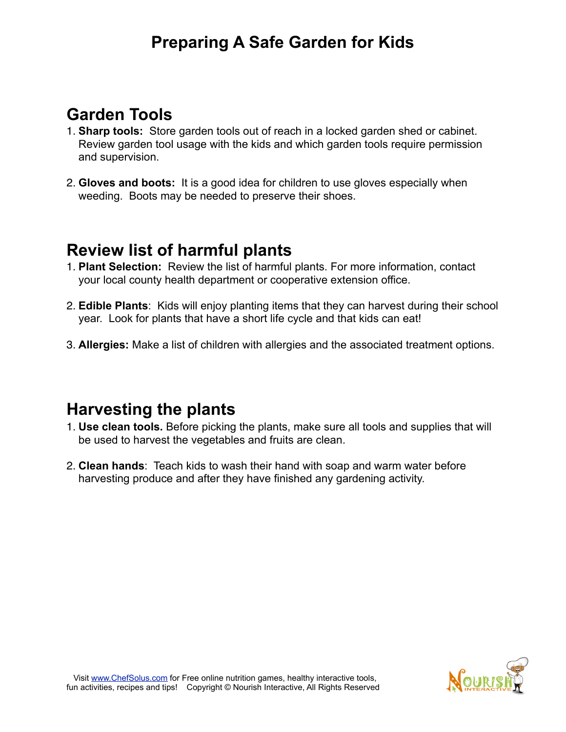# Preparing A Safe Garden for Kids

## Garden Tools

1. **Sharp tools:** Store garden tools out of reach in a locked garden shed or cabinet. Review garden tool usage with the kids and which garden tools require permission and supervision.

2. **Gloves and boots:** It is a good idea for children to use gloves especially when weeding. Boots may be needed to preserve their shoes.

## Review list of harmful plants

1. **Plant Selection:** Review the list of harmful plants. For more information, contact your local county health department or cooperative extension office.

2. **Edible Plants**: Kids will enjoy planting items that they can harvest during their school year. Look for plants that have a short life cycle and that kids can eat!

3. **Allergies:** Make a list of children with allergies and the associated treatment options.

## Harvesting the plants

1. **Use clean tools.** Before picking the plants, make sure all tools and supplies that will be used to harvest the vegetables and fruits are clean.

2. **Clean hands**: Teach kids to wash their hand with soap and warm water before harvesting produce and after they have finished any gardening activity.

Visit www.ChefSolus.com for Free online nutrition games, healthy interactive tools, fun activities, recipes and tips! Copyright © Nourish Interactive, All Rights Reserved